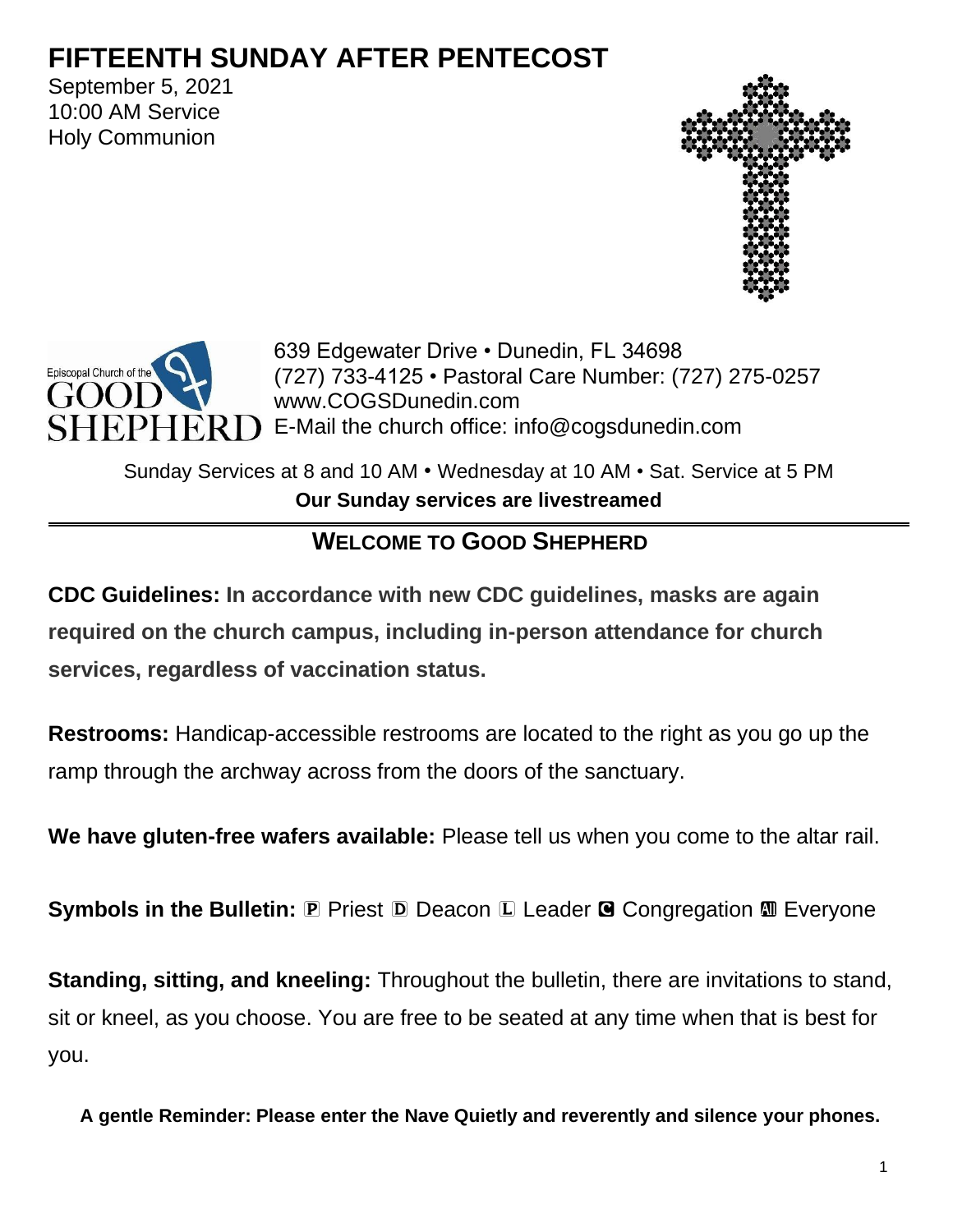# FIFTEENTH SUNDAY AFTER PENTECOST

September 5, 2021
10:00 AM Service
Holy Communion

Episcopal Church of the GOOD SHEPHERD

639 Edgewater Drive • Dunedin, FL 34698
(727) 733-4125 • Pastoral Care Number: (727) 275-0257
www.COGSDunedin.com
E-Mail the church office: info@cogsdunedin.com

Sunday Services at 8 and 10 AM • Wednesday at 10 AM • Sat. Service at 5 PM
**Our Sunday services are livestreamed**

## WELCOME TO GOOD SHEPHERD

**CDC Guidelines: In accordance with new CDC guidelines, masks are again required on the church campus, including in-person attendance for church services, regardless of vaccination status.**

**Restrooms:** Handicap-accessible restrooms are located to the right as you go up the ramp through the archway across from the doors of the sanctuary.

**We have gluten-free wafers available:** Please tell us when you come to the altar rail.

**Symbols in the Bulletin:** 🅿 Priest 🄳 Deacon 🄻 Leader 🅲 Congregation 🅰🅻🅻 Everyone

**Standing, sitting, and kneeling:** Throughout the bulletin, there are invitations to stand, sit or kneel, as you choose. You are free to be seated at any time when that is best for you.

**A gentle Reminder: Please enter the Nave Quietly and reverently and silence your phones.**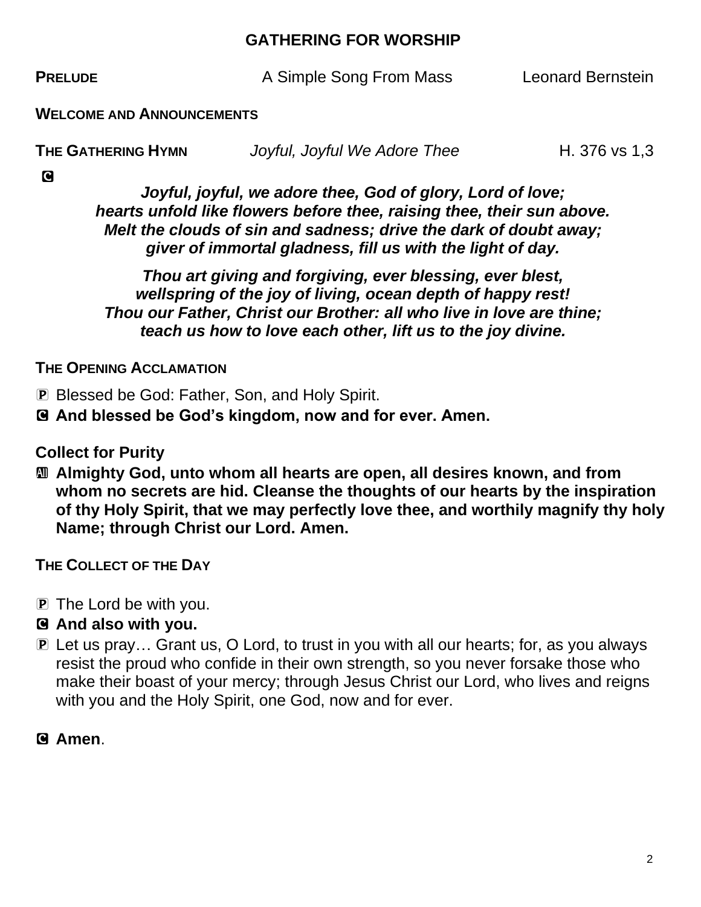## GATHERING FOR WORSHIP

**PRELUDE** A Simple Song From Mass Leonard Bernstein

**WELCOME AND ANNOUNCEMENTS**

**THE GATHERING HYMN** *Joyful, Joyful We Adore Thee* H. 376 vs 1,3

C

***Joyful, joyful, we adore thee, God of glory, Lord of love;***
***hearts unfold like flowers before thee, raising thee, their sun above.***
***Melt the clouds of sin and sadness; drive the dark of doubt away;***
***giver of immortal gladness, fill us with the light of day.***

***Thou art giving and forgiving, ever blessing, ever blest,***
***wellspring of the joy of living, ocean depth of happy rest!***
***Thou our Father, Christ our Brother: all who live in love are thine;***
***teach us how to love each other, lift us to the joy divine.***

**THE OPENING ACCLAMATION**

P Blessed be God: Father, Son, and Holy Spirit.

C **And blessed be God's kingdom, now and for ever. Amen.**

**Collect for Purity**

All **Almighty God, unto whom all hearts are open, all desires known, and from whom no secrets are hid. Cleanse the thoughts of our hearts by the inspiration of thy Holy Spirit, that we may perfectly love thee, and worthily magnify thy holy Name; through Christ our Lord. Amen.**

**THE COLLECT OF THE DAY**

P The Lord be with you.

C **And also with you.**

P Let us pray… Grant us, O Lord, to trust in you with all our hearts; for, as you always resist the proud who confide in their own strength, so you never forsake those who make their boast of your mercy; through Jesus Christ our Lord, who lives and reigns with you and the Holy Spirit, one God, now and for ever.

C **Amen**.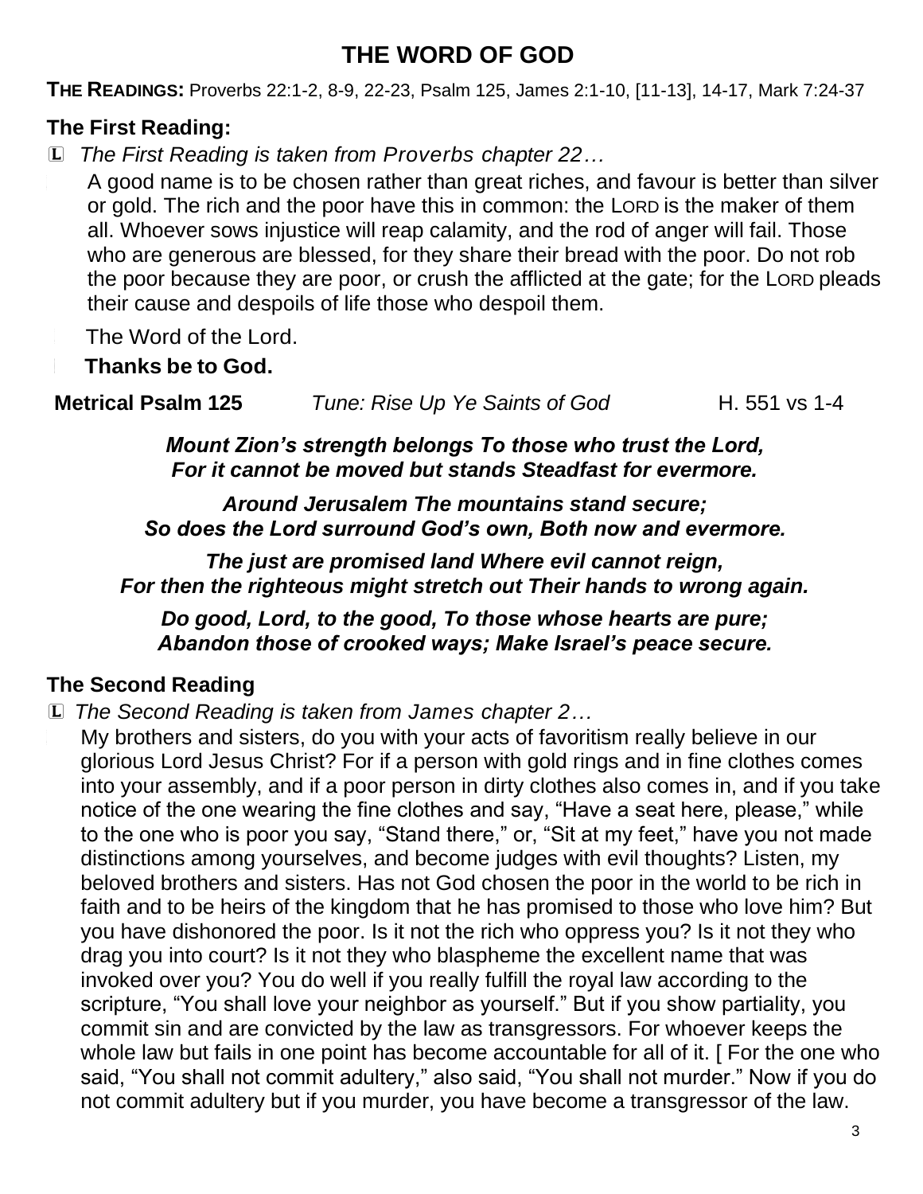# THE WORD OF GOD

**THE READINGS:** Proverbs 22:1-2, 8-9, 22-23, Psalm 125, James 2:1-10, [11-13], 14-17, Mark 7:24-37

## The First Reading:

L *The First Reading is taken from Proverbs chapter 22…*

A good name is to be chosen rather than great riches, and favour is better than silver or gold. The rich and the poor have this in common: the LORD is the maker of them all. Whoever sows injustice will reap calamity, and the rod of anger will fail. Those who are generous are blessed, for they share their bread with the poor. Do not rob the poor because they are poor, or crush the afflicted at the gate; for the LORD pleads their cause and despoils of life those who despoil them.

The Word of the Lord.

**Thanks be to God.**

**Metrical Psalm 125** *Tune: Rise Up Ye Saints of God* H. 551 vs 1-4

***Mount Zion's strength belongs To those who trust the Lord,***
***For it cannot be moved but stands Steadfast for evermore.***

***Around Jerusalem The mountains stand secure;***
***So does the Lord surround God's own, Both now and evermore.***

***The just are promised land Where evil cannot reign,***
***For then the righteous might stretch out Their hands to wrong again.***

***Do good, Lord, to the good, To those whose hearts are pure;***
***Abandon those of crooked ways; Make Israel's peace secure.***

## The Second Reading

L *The Second Reading is taken from James chapter 2…*

My brothers and sisters, do you with your acts of favoritism really believe in our glorious Lord Jesus Christ? For if a person with gold rings and in fine clothes comes into your assembly, and if a poor person in dirty clothes also comes in, and if you take notice of the one wearing the fine clothes and say, "Have a seat here, please," while to the one who is poor you say, "Stand there," or, "Sit at my feet," have you not made distinctions among yourselves, and become judges with evil thoughts? Listen, my beloved brothers and sisters. Has not God chosen the poor in the world to be rich in faith and to be heirs of the kingdom that he has promised to those who love him? But you have dishonored the poor. Is it not the rich who oppress you? Is it not they who drag you into court? Is it not they who blaspheme the excellent name that was invoked over you? You do well if you really fulfill the royal law according to the scripture, "You shall love your neighbor as yourself." But if you show partiality, you commit sin and are convicted by the law as transgressors. For whoever keeps the whole law but fails in one point has become accountable for all of it. [ For the one who said, "You shall not commit adultery," also said, "You shall not murder." Now if you do not commit adultery but if you murder, you have become a transgressor of the law.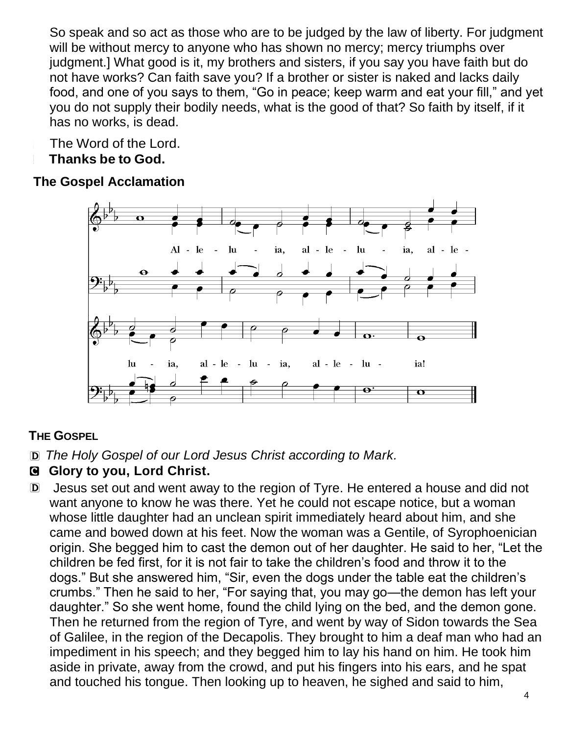So speak and so act as those who are to be judged by the law of liberty. For judgment will be without mercy to anyone who has shown no mercy; mercy triumphs over judgment.] What good is it, my brothers and sisters, if you say you have faith but do not have works? Can faith save you? If a brother or sister is naked and lacks daily food, and one of you says to them, "Go in peace; keep warm and eat your fill," and yet you do not supply their bodily needs, what is the good of that? So faith by itself, if it has no works, is dead.

The Word of the Lord.
**Thanks be to God.**

**The Gospel Acclamation**

Al - le - lu - ia, al - le - lu - ia, al - le - lu - ia, al - le - lu - ia, al - le - lu - ia!

**THE GOSPEL**

Ⓓ *The Holy Gospel of our Lord Jesus Christ according to Mark.*

Ⓒ **Glory to you, Lord Christ.**

Ⓓ Jesus set out and went away to the region of Tyre. He entered a house and did not want anyone to know he was there. Yet he could not escape notice, but a woman whose little daughter had an unclean spirit immediately heard about him, and she came and bowed down at his feet. Now the woman was a Gentile, of Syrophoenician origin. She begged him to cast the demon out of her daughter. He said to her, "Let the children be fed first, for it is not fair to take the children's food and throw it to the dogs." But she answered him, "Sir, even the dogs under the table eat the children's crumbs." Then he said to her, "For saying that, you may go—the demon has left your daughter." So she went home, found the child lying on the bed, and the demon gone. Then he returned from the region of Tyre, and went by way of Sidon towards the Sea of Galilee, in the region of the Decapolis. They brought to him a deaf man who had an impediment in his speech; and they begged him to lay his hand on him. He took him aside in private, away from the crowd, and put his fingers into his ears, and he spat and touched his tongue. Then looking up to heaven, he sighed and said to him,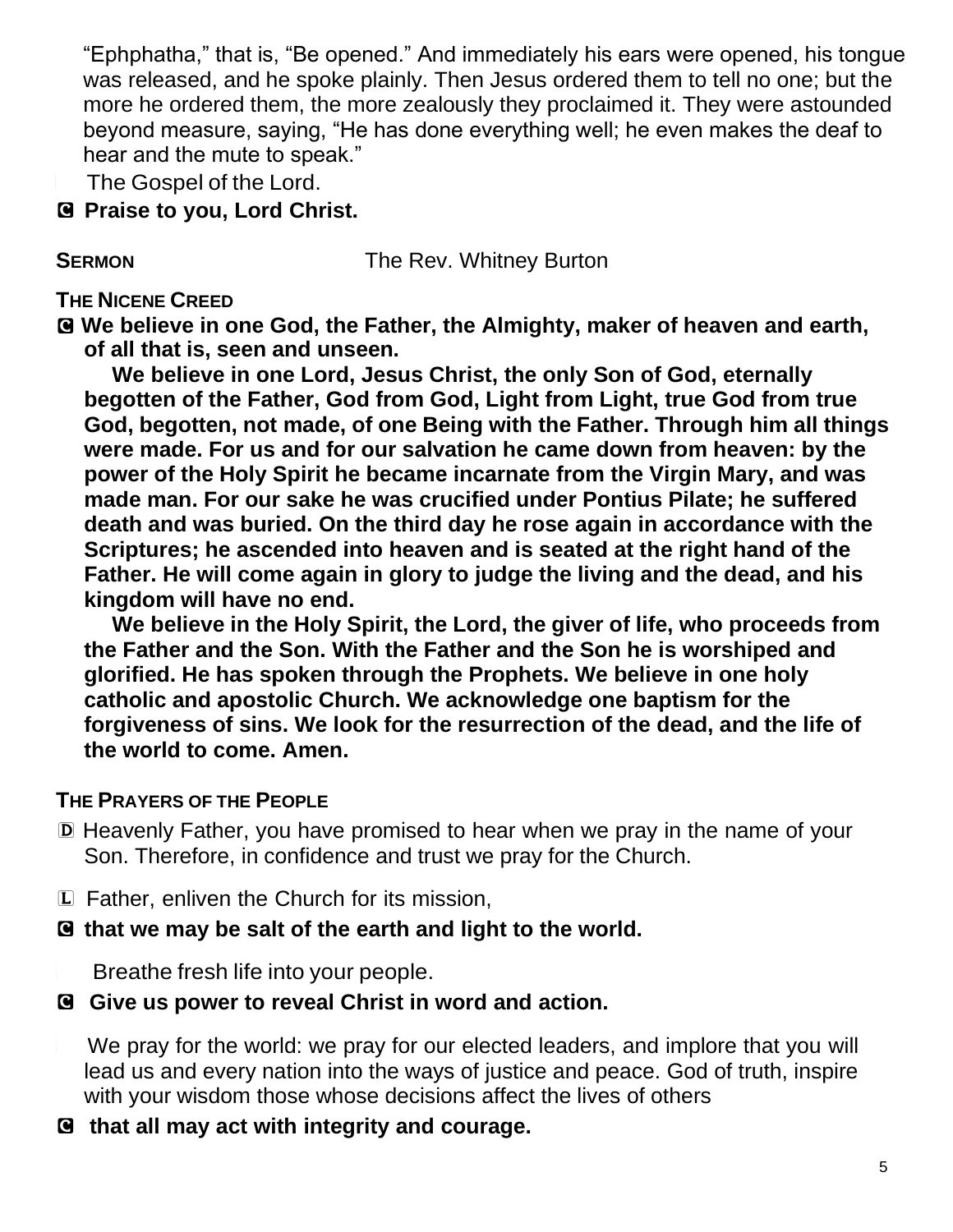"Ephphatha," that is, "Be opened." And immediately his ears were opened, his tongue was released, and he spoke plainly. Then Jesus ordered them to tell no one; but the more he ordered them, the more zealously they proclaimed it. They were astounded beyond measure, saying, "He has done everything well; he even makes the deaf to hear and the mute to speak."

The Gospel of the Lord.

C **Praise to you, Lord Christ.**

**SERMON** The Rev. Whitney Burton

**THE NICENE CREED**

C **We believe in one God, the Father, the Almighty, maker of heaven and earth, of all that is, seen and unseen.**

**We believe in one Lord, Jesus Christ, the only Son of God, eternally begotten of the Father, God from God, Light from Light, true God from true God, begotten, not made, of one Being with the Father. Through him all things were made. For us and for our salvation he came down from heaven: by the power of the Holy Spirit he became incarnate from the Virgin Mary, and was made man. For our sake he was crucified under Pontius Pilate; he suffered death and was buried. On the third day he rose again in accordance with the Scriptures; he ascended into heaven and is seated at the right hand of the Father. He will come again in glory to judge the living and the dead, and his kingdom will have no end.**

**We believe in the Holy Spirit, the Lord, the giver of life, who proceeds from the Father and the Son. With the Father and the Son he is worshiped and glorified. He has spoken through the Prophets. We believe in one holy catholic and apostolic Church. We acknowledge one baptism for the forgiveness of sins. We look for the resurrection of the dead, and the life of the world to come. Amen.**

**THE PRAYERS OF THE PEOPLE**

D Heavenly Father, you have promised to hear when we pray in the name of your Son. Therefore, in confidence and trust we pray for the Church.

L Father, enliven the Church for its mission,

C **that we may be salt of the earth and light to the world.**

Breathe fresh life into your people.

C **Give us power to reveal Christ in word and action.**

We pray for the world: we pray for our elected leaders, and implore that you will lead us and every nation into the ways of justice and peace. God of truth, inspire with your wisdom those whose decisions affect the lives of others

C **that all may act with integrity and courage.**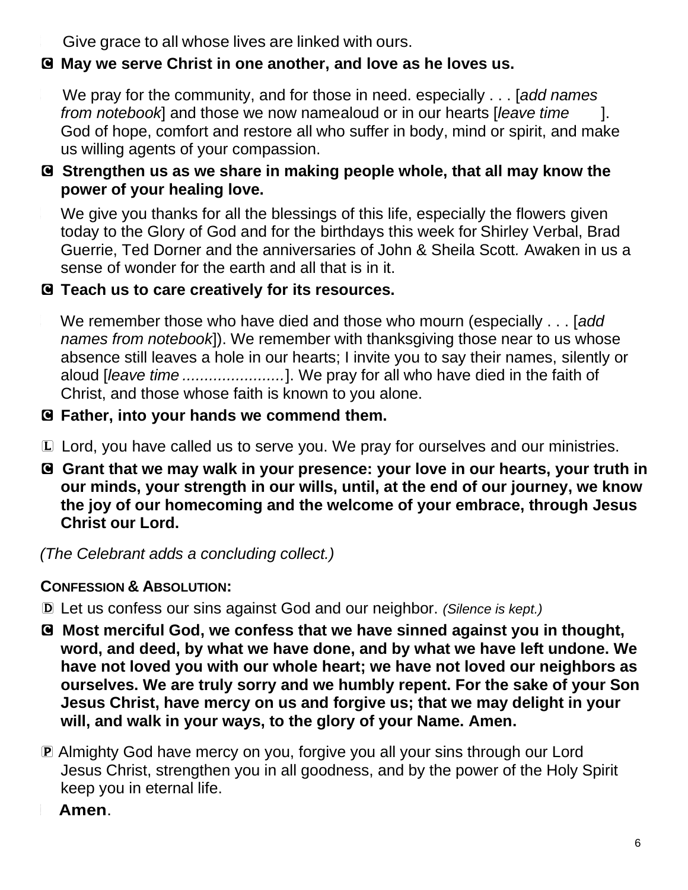Give grace to all whose lives are linked with ours.

**C May we serve Christ in one another, and love as he loves us.**

We pray for the community, and for those in need. especially . . . [*add names from notebook*] and those we now namealoud or in our hearts [*leave time* ]. God of hope, comfort and restore all who suffer in body, mind or spirit, and make us willing agents of your compassion.

**C Strengthen us as we share in making people whole, that all may know the power of your healing love.**

We give you thanks for all the blessings of this life, especially the flowers given today to the Glory of God and for the birthdays this week for Shirley Verbal, Brad Guerrie, Ted Dorner and the anniversaries of John & Sheila Scott*.* Awaken in us a sense of wonder for the earth and all that is in it.

**C Teach us to care creatively for its resources.**

We remember those who have died and those who mourn (especially . . . [*add names from notebook*]). We remember with thanksgiving those near to us whose absence still leaves a hole in our hearts; I invite you to say their names, silently or aloud [*leave time .......................*]. We pray for all who have died in the faith of Christ, and those whose faith is known to you alone.

**C Father, into your hands we commend them.**

L Lord, you have called us to serve you. We pray for ourselves and our ministries.

**C Grant that we may walk in your presence: your love in our hearts, your truth in our minds, your strength in our wills, until, at the end of our journey, we know the joy of our homecoming and the welcome of your embrace, through Jesus Christ our Lord.**

*(The Celebrant adds a concluding collect.)*

**CONFESSION & ABSOLUTION:**

D Let us confess our sins against God and our neighbor. *(Silence is kept.)*

**C Most merciful God, we confess that we have sinned against you in thought, word, and deed, by what we have done, and by what we have left undone. We have not loved you with our whole heart; we have not loved our neighbors as ourselves. We are truly sorry and we humbly repent. For the sake of your Son Jesus Christ, have mercy on us and forgive us; that we may delight in your will, and walk in your ways, to the glory of your Name. Amen.**

P Almighty God have mercy on you, forgive you all your sins through our Lord Jesus Christ, strengthen you in all goodness, and by the power of the Holy Spirit keep you in eternal life.

**Amen**.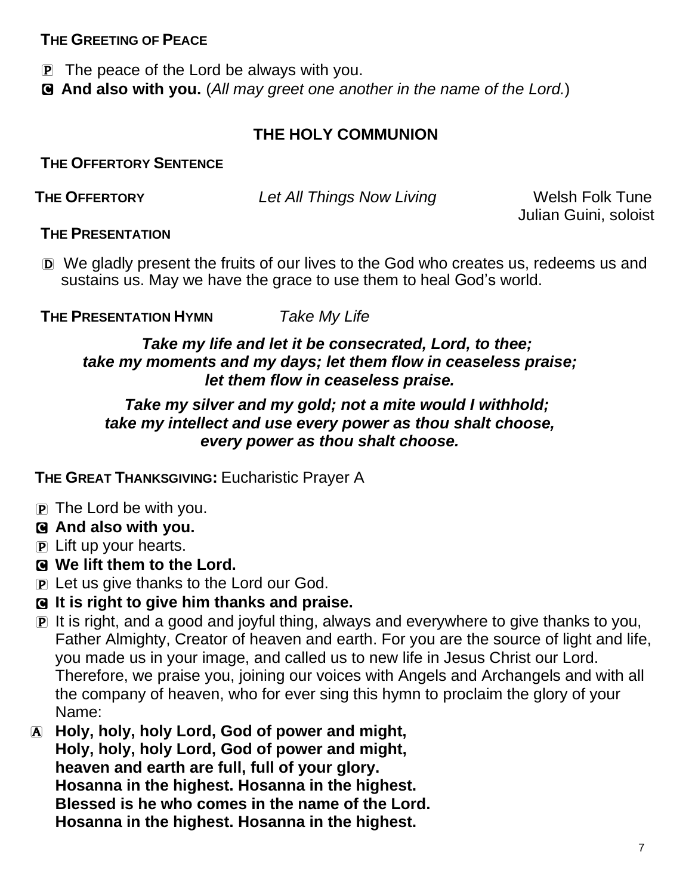**THE GREETING OF PEACE**

P The peace of the Lord be always with you.

C **And also with you.** (*All may greet one another in the name of the Lord.*)

## THE HOLY COMMUNION

**THE OFFERTORY SENTENCE**

**THE OFFERTORY** *Let All Things Now Living* Welsh Folk Tune
Julian Guini, soloist

**THE PRESENTATION**

D We gladly present the fruits of our lives to the God who creates us, redeems us and sustains us. May we have the grace to use them to heal God's world.

**THE PRESENTATION HYMN** *Take My Life*

***Take my life and let it be consecrated, Lord, to thee;***
***take my moments and my days; let them flow in ceaseless praise;***
***let them flow in ceaseless praise.***

***Take my silver and my gold; not a mite would I withhold;***
***take my intellect and use every power as thou shalt choose,***
***every power as thou shalt choose.***

**THE GREAT THANKSGIVING:** Eucharistic Prayer A

P The Lord be with you.

C **And also with you.**

P Lift up your hearts.

C **We lift them to the Lord.**

P Let us give thanks to the Lord our God.

C **It is right to give him thanks and praise.**

P It is right, and a good and joyful thing, always and everywhere to give thanks to you, Father Almighty, Creator of heaven and earth. For you are the source of light and life, you made us in your image, and called us to new life in Jesus Christ our Lord. Therefore, we praise you, joining our voices with Angels and Archangels and with all the company of heaven, who for ever sing this hymn to proclaim the glory of your Name:

A **Holy, holy, holy Lord, God of power and might,**
**Holy, holy, holy Lord, God of power and might,**
**heaven and earth are full, full of your glory.**
**Hosanna in the highest. Hosanna in the highest.**
**Blessed is he who comes in the name of the Lord.**
**Hosanna in the highest. Hosanna in the highest.**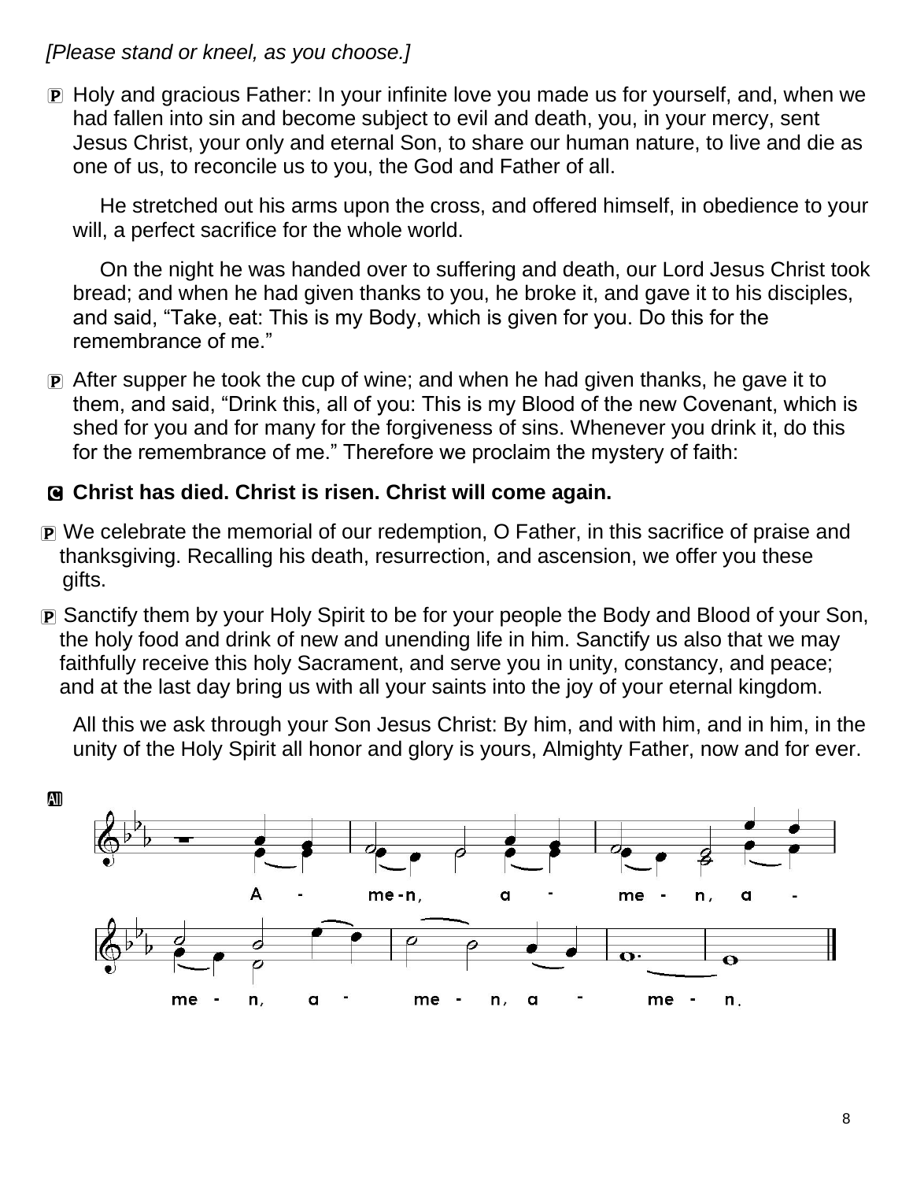*[Please stand or kneel, as you choose.]*

P Holy and gracious Father: In your infinite love you made us for yourself, and, when we had fallen into sin and become subject to evil and death, you, in your mercy, sent Jesus Christ, your only and eternal Son, to share our human nature, to live and die as one of us, to reconcile us to you, the God and Father of all.

He stretched out his arms upon the cross, and offered himself, in obedience to your will, a perfect sacrifice for the whole world.

On the night he was handed over to suffering and death, our Lord Jesus Christ took bread; and when he had given thanks to you, he broke it, and gave it to his disciples, and said, "Take, eat: This is my Body, which is given for you. Do this for the remembrance of me."

P After supper he took the cup of wine; and when he had given thanks, he gave it to them, and said, "Drink this, all of you: This is my Blood of the new Covenant, which is shed for you and for many for the forgiveness of sins. Whenever you drink it, do this for the remembrance of me." Therefore we proclaim the mystery of faith:

**C Christ has died. Christ is risen. Christ will come again.**

P We celebrate the memorial of our redemption, O Father, in this sacrifice of praise and thanksgiving. Recalling his death, resurrection, and ascension, we offer you these gifts.

P Sanctify them by your Holy Spirit to be for your people the Body and Blood of your Son, the holy food and drink of new and unending life in him. Sanctify us also that we may faithfully receive this holy Sacrament, and serve you in unity, constancy, and peace; and at the last day bring us with all your saints into the joy of your eternal kingdom.

All this we ask through your Son Jesus Christ: By him, and with him, and in him, in the unity of the Holy Spirit all honor and glory is yours, Almighty Father, now and for ever.

All

A - me-n, a - me - n, a - me - n, a - me - n, a - me - n.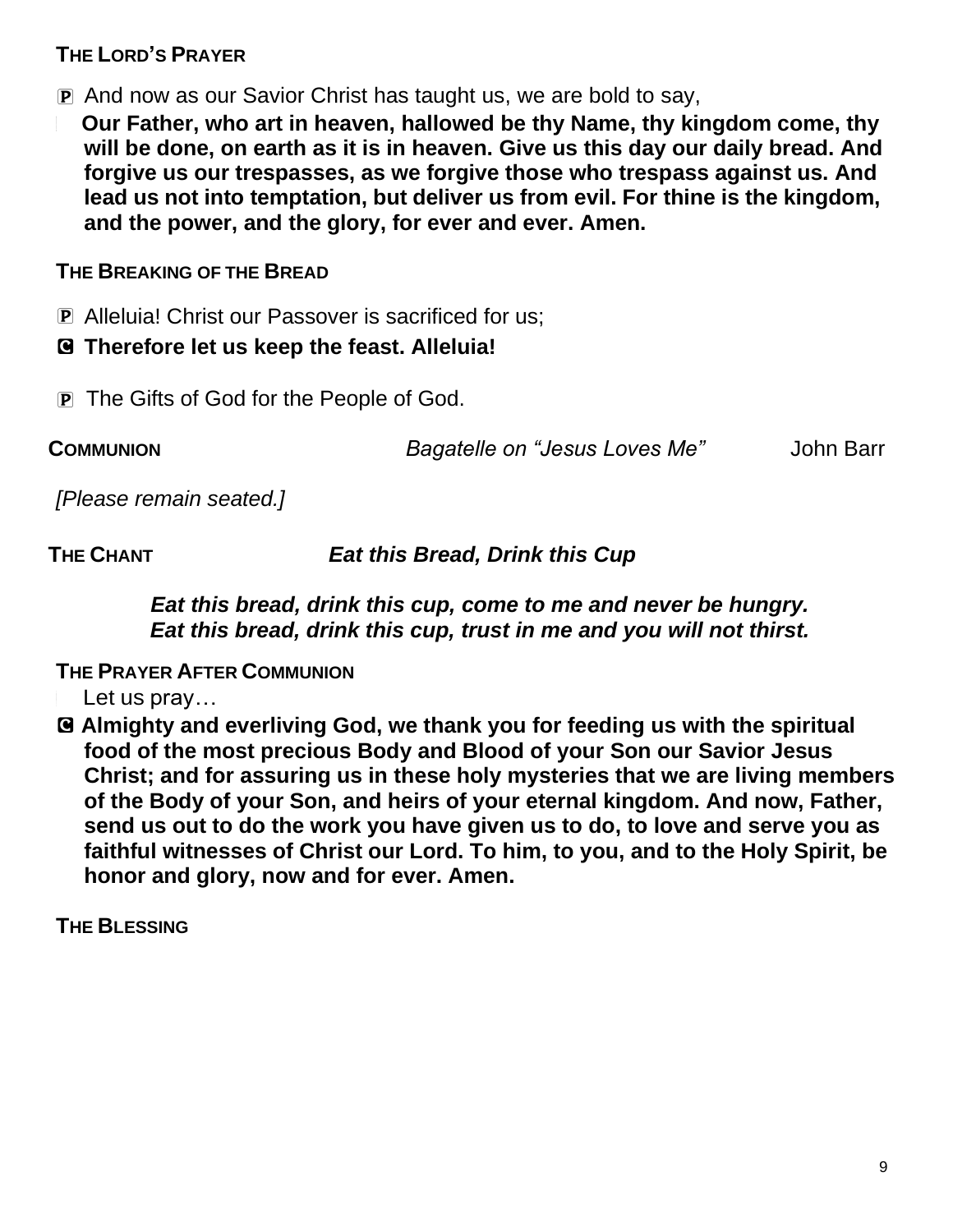**THE LORD'S PRAYER**

P And now as our Savior Christ has taught us, we are bold to say,

**Our Father, who art in heaven, hallowed be thy Name, thy kingdom come, thy will be done, on earth as it is in heaven. Give us this day our daily bread. And forgive us our trespasses, as we forgive those who trespass against us. And lead us not into temptation, but deliver us from evil. For thine is the kingdom, and the power, and the glory, for ever and ever. Amen.**

**THE BREAKING OF THE BREAD**

P Alleluia! Christ our Passover is sacrificed for us;

**C Therefore let us keep the feast. Alleluia!**

P The Gifts of God for the People of God.

**COMMUNION** *Bagatelle on "Jesus Loves Me"* John Barr

*[Please remain seated.]*

**THE CHANT** ***Eat this Bread, Drink this Cup***

***Eat this bread, drink this cup, come to me and never be hungry.***
***Eat this bread, drink this cup, trust in me and you will not thirst.***

**THE PRAYER AFTER COMMUNION**

Let us pray…

**C Almighty and everliving God, we thank you for feeding us with the spiritual food of the most precious Body and Blood of your Son our Savior Jesus Christ; and for assuring us in these holy mysteries that we are living members of the Body of your Son, and heirs of your eternal kingdom. And now, Father, send us out to do the work you have given us to do, to love and serve you as faithful witnesses of Christ our Lord. To him, to you, and to the Holy Spirit, be honor and glory, now and for ever. Amen.**

**THE BLESSING**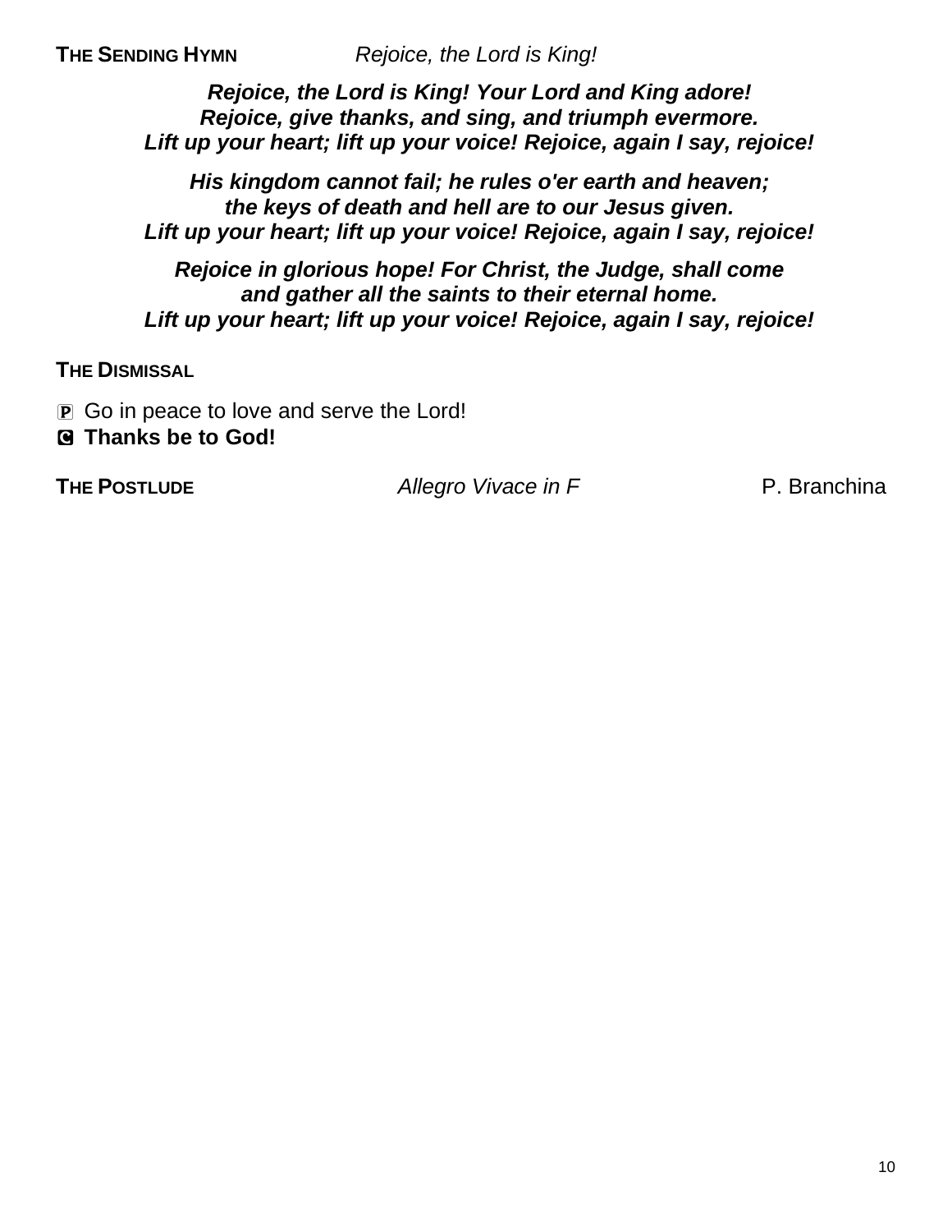**THE SENDING HYMN** *Rejoice, the Lord is King!*

***Rejoice, the Lord is King! Your Lord and King adore!***
***Rejoice, give thanks, and sing, and triumph evermore.***
***Lift up your heart; lift up your voice! Rejoice, again I say, rejoice!***

***His kingdom cannot fail; he rules o'er earth and heaven;***
***the keys of death and hell are to our Jesus given.***
***Lift up your heart; lift up your voice! Rejoice, again I say, rejoice!***

***Rejoice in glorious hope! For Christ, the Judge, shall come***
***and gather all the saints to their eternal home.***
***Lift up your heart; lift up your voice! Rejoice, again I say, rejoice!***

**THE DISMISSAL**

🅿 Go in peace to love and serve the Lord!
🅲 **Thanks be to God!**

**THE POSTLUDE** *Allegro Vivace in F* P. Branchina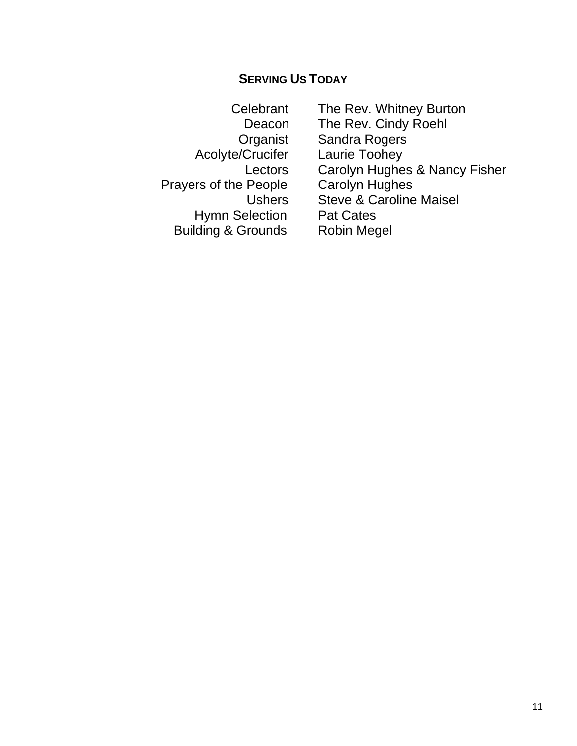## SERVING US TODAY

| | |
|---|---|
| Celebrant | The Rev. Whitney Burton |
| Deacon | The Rev. Cindy Roehl |
| Organist | Sandra Rogers |
| Acolyte/Crucifer | Laurie Toohey |
| Lectors | Carolyn Hughes & Nancy Fisher |
| Prayers of the People | Carolyn Hughes |
| Ushers | Steve & Caroline Maisel |
| Hymn Selection | Pat Cates |
| Building & Grounds | Robin Megel |